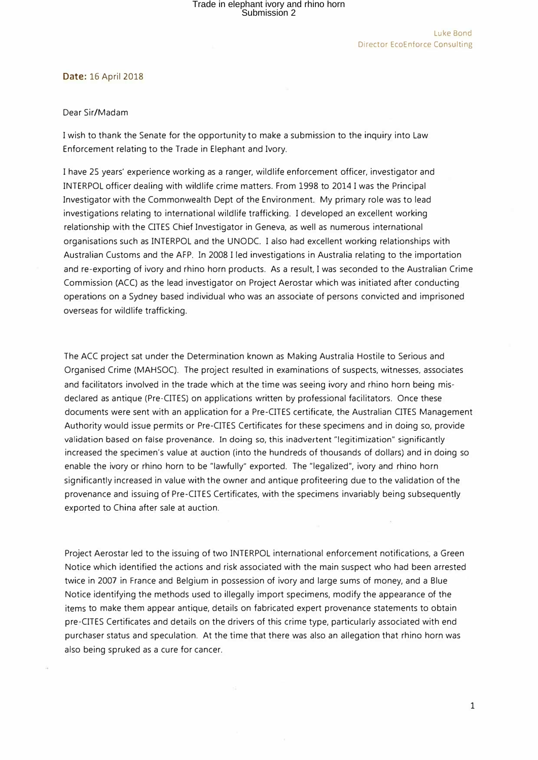Luke Bond
Director EcoEnforce Consulting

**Date:** 16 April 2018

Dear Sir/Madam

I wish to thank the Senate for the opportunity to make a submission to the inquiry into Law Enforcement relating to the Trade in Elephant and Ivory.

I have 25 years' experience working as a ranger, wildlife enforcement officer, investigator and INTERPOL officer dealing with wildlife crime matters. From 1998 to 2014 I was the Principal Investigator with the Commonwealth Dept of the Environment. My primary role was to lead investigations relating to international wildlife trafficking. I developed an excellent working relationship with the CITES Chief Investigator in Geneva, as well as numerous international organisations such as INTERPOL and the UNODC. I also had excellent working relationships with Australian Customs and the AFP. In 2008 I led investigations in Australia relating to the importation and re-exporting of ivory and rhino horn products. As a result, I was seconded to the Australian Crime Commission (ACC) as the lead investigator on Project Aerostar which was initiated after conducting operations on a Sydney based individual who was an associate of persons convicted and imprisoned overseas for wildlife trafficking.

The ACC project sat under the Determination known as Making Australia Hostile to Serious and Organised Crime (MAHSOC). The project resulted in examinations of suspects, witnesses, associates and facilitators involved in the trade which at the time was seeing ivory and rhino horn being mis-declared as antique (Pre-CITES) on applications written by professional facilitators. Once these documents were sent with an application for a Pre-CITES certificate, the Australian CITES Management Authority would issue permits or Pre-CITES Certificates for these specimens and in doing so, provide validation based on false provenance. In doing so, this inadvertent "legitimization" significantly increased the specimen's value at auction (into the hundreds of thousands of dollars) and in doing so enable the ivory or rhino horn to be "lawfully" exported. The "legalized", ivory and rhino horn significantly increased in value with the owner and antique profiteering due to the validation of the provenance and issuing of Pre-CITES Certificates, with the specimens invariably being subsequently exported to China after sale at auction.

Project Aerostar led to the issuing of two INTERPOL international enforcement notifications, a Green Notice which identified the actions and risk associated with the main suspect who had been arrested twice in 2007 in France and Belgium in possession of ivory and large sums of money, and a Blue Notice identifying the methods used to illegally import specimens, modify the appearance of the items to make them appear antique, details on fabricated expert provenance statements to obtain pre-CITES Certificates and details on the drivers of this crime type, particularly associated with end purchaser status and speculation. At the time that there was also an allegation that rhino horn was also being spruked as a cure for cancer.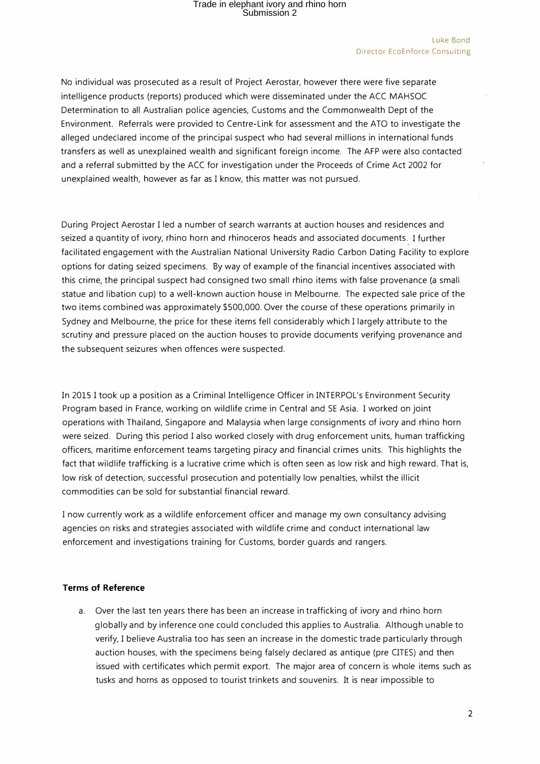No individual was prosecuted as a result of Project Aerostar, however there were five separate intelligence products (reports) produced which were disseminated under the ACC MAHSOC Determination to all Australian police agencies, Customs and the Commonwealth Dept of the Environment. Referrals were provided to Centre-Link for assessment and the ATO to investigate the alleged undeclared income of the principal suspect who had several millions in international funds transfers as well as unexplained wealth and significant foreign income. The AFP were also contacted and a referral submitted by the ACC for investigation under the Proceeds of Crime Act 2002 for unexplained wealth, however as far as I know, this matter was not pursued.

During Project Aerostar I led a number of search warrants at auction houses and residences and seized a quantity of ivory, rhino horn and rhinoceros heads and associated documents. I further facilitated engagement with the Australian National University Radio Carbon Dating Facility to explore options for dating seized specimens. By way of example of the financial incentives associated with this crime, the principal suspect had consigned two small rhino items with false provenance (a small statue and libation cup) to a well-known auction house in Melbourne. The expected sale price of the two items combined was approximately $500,000. Over the course of these operations primarily in Sydney and Melbourne, the price for these items fell considerably which I largely attribute to the scrutiny and pressure placed on the auction houses to provide documents verifying provenance and the subsequent seizures when offences were suspected.

In 2015 I took up a position as a Criminal Intelligence Officer in INTERPOL's Environment Security Program based in France, working on wildlife crime in Central and SE Asia. I worked on joint operations with Thailand, Singapore and Malaysia when large consignments of ivory and rhino horn were seized. During this period I also worked closely with drug enforcement units, human trafficking officers, maritime enforcement teams targeting piracy and financial crimes units. This highlights the fact that wildlife trafficking is a lucrative crime which is often seen as low risk and high reward. That is, low risk of detection, successful prosecution and potentially low penalties, whilst the illicit commodities can be sold for substantial financial reward.

I now currently work as a wildlife enforcement officer and manage my own consultancy advising agencies on risks and strategies associated with wildlife crime and conduct international law enforcement and investigations training for Customs, border guards and rangers.

**Terms of Reference**

a. Over the last ten years there has been an increase in trafficking of ivory and rhino horn globally and by inference one could concluded this applies to Australia. Although unable to verify, I believe Australia too has seen an increase in the domestic trade particularly through auction houses, with the specimens being falsely declared as antique (pre CITES) and then issued with certificates which permit export. The major area of concern is whole items such as tusks and horns as opposed to tourist trinkets and souvenirs. It is near impossible to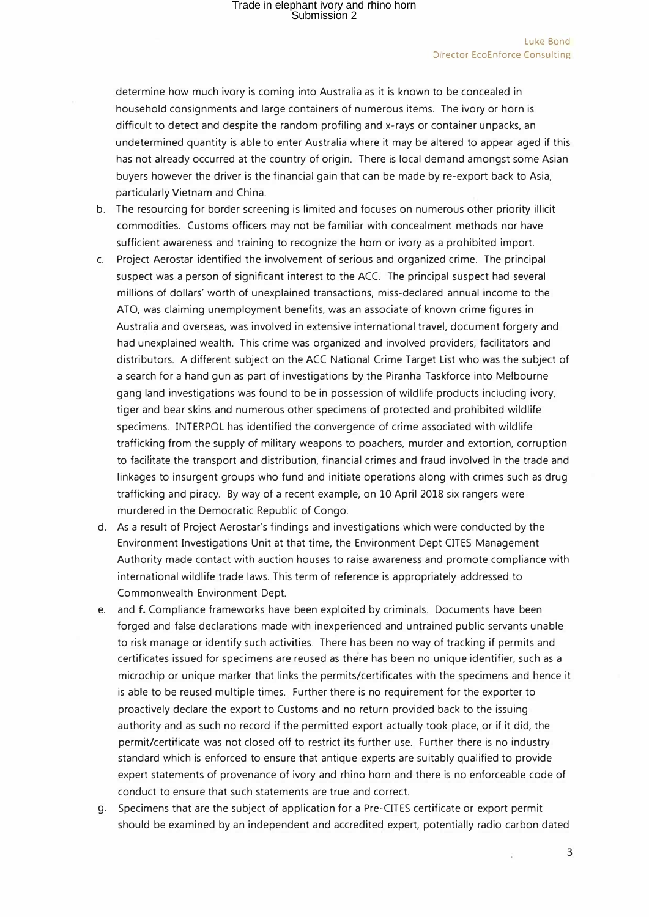determine how much ivory is coming into Australia as it is known to be concealed in household consignments and large containers of numerous items. The ivory or horn is difficult to detect and despite the random profiling and x-rays or container unpacks, an undetermined quantity is able to enter Australia where it may be altered to appear aged if this has not already occurred at the country of origin. There is local demand amongst some Asian buyers however the driver is the financial gain that can be made by re-export back to Asia, particularly Vietnam and China.

b. The resourcing for border screening is limited and focuses on numerous other priority illicit commodities. Customs officers may not be familiar with concealment methods nor have sufficient awareness and training to recognize the horn or ivory as a prohibited import.

c. Project Aerostar identified the involvement of serious and organized crime. The principal suspect was a person of significant interest to the ACC. The principal suspect had several millions of dollars' worth of unexplained transactions, miss-declared annual income to the ATO, was claiming unemployment benefits, was an associate of known crime figures in Australia and overseas, was involved in extensive international travel, document forgery and had unexplained wealth. This crime was organized and involved providers, facilitators and distributors. A different subject on the ACC National Crime Target List who was the subject of a search for a hand gun as part of investigations by the Piranha Taskforce into Melbourne gang land investigations was found to be in possession of wildlife products including ivory, tiger and bear skins and numerous other specimens of protected and prohibited wildlife specimens. INTERPOL has identified the convergence of crime associated with wildlife trafficking from the supply of military weapons to poachers, murder and extortion, corruption to facilitate the transport and distribution, financial crimes and fraud involved in the trade and linkages to insurgent groups who fund and initiate operations along with crimes such as drug trafficking and piracy. By way of a recent example, on 10 April 2018 six rangers were murdered in the Democratic Republic of Congo.

d. As a result of Project Aerostar's findings and investigations which were conducted by the Environment Investigations Unit at that time, the Environment Dept CITES Management Authority made contact with auction houses to raise awareness and promote compliance with international wildlife trade laws. This term of reference is appropriately addressed to Commonwealth Environment Dept.

e. and **f.** Compliance frameworks have been exploited by criminals. Documents have been forged and false declarations made with inexperienced and untrained public servants unable to risk manage or identify such activities. There has been no way of tracking if permits and certificates issued for specimens are reused as there has been no unique identifier, such as a microchip or unique marker that links the permits/certificates with the specimens and hence it is able to be reused multiple times. Further there is no requirement for the exporter to proactively declare the export to Customs and no return provided back to the issuing authority and as such no record if the permitted export actually took place, or if it did, the permit/certificate was not closed off to restrict its further use. Further there is no industry standard which is enforced to ensure that antique experts are suitably qualified to provide expert statements of provenance of ivory and rhino horn and there is no enforceable code of conduct to ensure that such statements are true and correct.

g. Specimens that are the subject of application for a Pre-CITES certificate or export permit should be examined by an independent and accredited expert, potentially radio carbon dated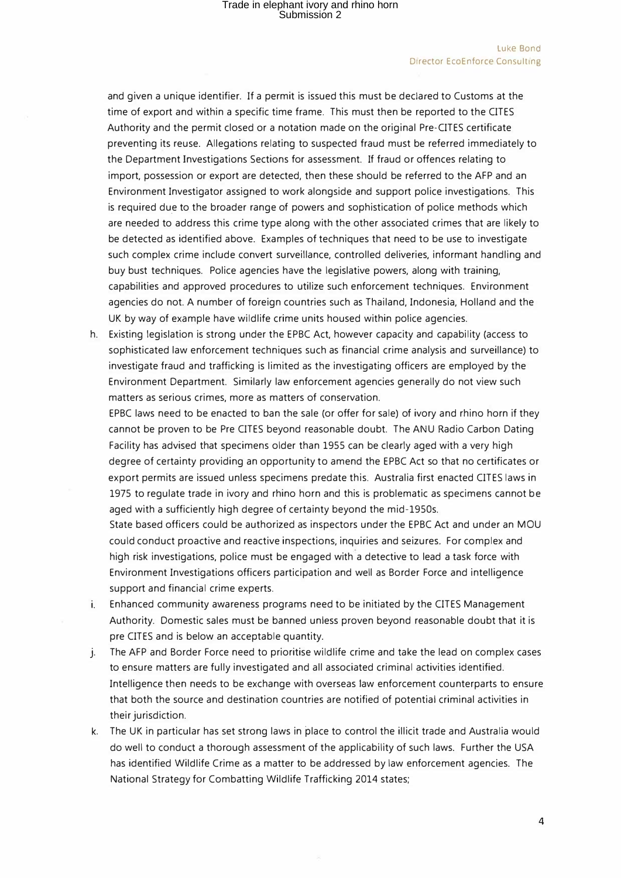and given a unique identifier. If a permit is issued this must be declared to Customs at the time of export and within a specific time frame. This must then be reported to the CITES Authority and the permit closed or a notation made on the original Pre-CITES certificate preventing its reuse. Allegations relating to suspected fraud must be referred immediately to the Department Investigations Sections for assessment. If fraud or offences relating to import, possession or export are detected, then these should be referred to the AFP and an Environment Investigator assigned to work alongside and support police investigations. This is required due to the broader range of powers and sophistication of police methods which are needed to address this crime type along with the other associated crimes that are likely to be detected as identified above. Examples of techniques that need to be use to investigate such complex crime include convert surveillance, controlled deliveries, informant handling and buy bust techniques. Police agencies have the legislative powers, along with training, capabilities and approved procedures to utilize such enforcement techniques. Environment agencies do not. A number of foreign countries such as Thailand, Indonesia, Holland and the UK by way of example have wildlife crime units housed within police agencies.

h. Existing legislation is strong under the EPBC Act, however capacity and capability (access to sophisticated law enforcement techniques such as financial crime analysis and surveillance) to investigate fraud and trafficking is limited as the investigating officers are employed by the Environment Department. Similarly law enforcement agencies generally do not view such matters as serious crimes, more as matters of conservation.

   EPBC laws need to be enacted to ban the sale (or offer for sale) of ivory and rhino horn if they cannot be proven to be Pre CITES beyond reasonable doubt. The ANU Radio Carbon Dating Facility has advised that specimens older than 1955 can be clearly aged with a very high degree of certainty providing an opportunity to amend the EPBC Act so that no certificates or export permits are issued unless specimens predate this. Australia first enacted CITES laws in 1975 to regulate trade in ivory and rhino horn and this is problematic as specimens cannot be aged with a sufficiently high degree of certainty beyond the mid-1950s.

   State based officers could be authorized as inspectors under the EPBC Act and under an MOU could conduct proactive and reactive inspections, inquiries and seizures. For complex and high risk investigations, police must be engaged with a detective to lead a task force with Environment Investigations officers participation and well as Border Force and intelligence support and financial crime experts.

i. Enhanced community awareness programs need to be initiated by the CITES Management Authority. Domestic sales must be banned unless proven beyond reasonable doubt that it is pre CITES and is below an acceptable quantity.

j. The AFP and Border Force need to prioritise wildlife crime and take the lead on complex cases to ensure matters are fully investigated and all associated criminal activities identified. Intelligence then needs to be exchange with overseas law enforcement counterparts to ensure that both the source and destination countries are notified of potential criminal activities in their jurisdiction.

k. The UK in particular has set strong laws in place to control the illicit trade and Australia would do well to conduct a thorough assessment of the applicability of such laws. Further the USA has identified Wildlife Crime as a matter to be addressed by law enforcement agencies. The National Strategy for Combatting Wildlife Trafficking 2014 states;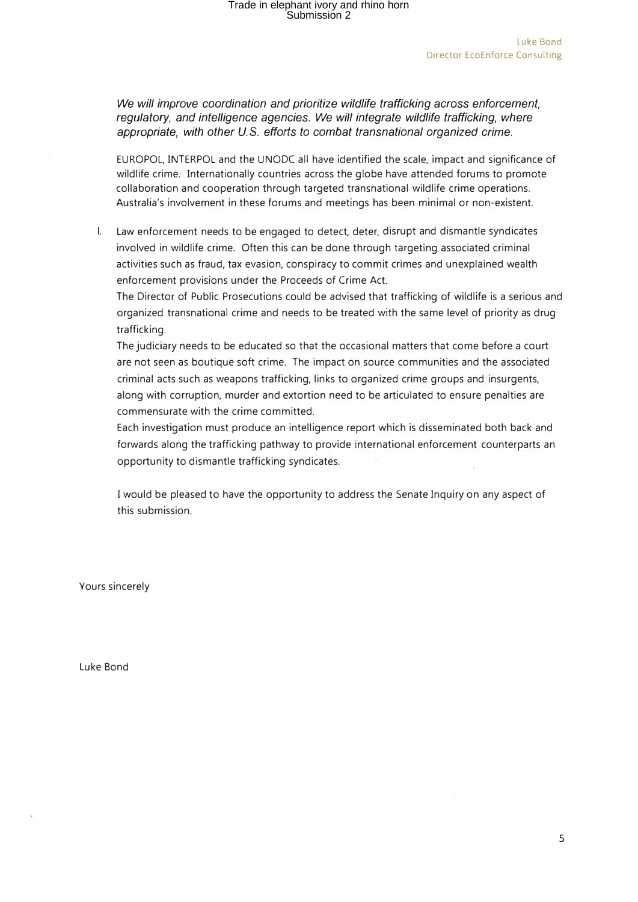*We will improve coordination and prioritize wildlife trafficking across enforcement, regulatory, and intelligence agencies. We will integrate wildlife trafficking, where appropriate, with other U.S. efforts to combat transnational organized crime.*

EUROPOL, INTERPOL and the UNODC all have identified the scale, impact and significance of wildlife crime. Internationally countries across the globe have attended forums to promote collaboration and cooperation through targeted transnational wildlife crime operations. Australia's involvement in these forums and meetings has been minimal or non-existent.

I. Law enforcement needs to be engaged to detect, deter, disrupt and dismantle syndicates involved in wildlife crime. Often this can be done through targeting associated criminal activities such as fraud, tax evasion, conspiracy to commit crimes and unexplained wealth enforcement provisions under the Proceeds of Crime Act.
   The Director of Public Prosecutions could be advised that trafficking of wildlife is a serious and organized transnational crime and needs to be treated with the same level of priority as drug trafficking.
   The judiciary needs to be educated so that the occasional matters that come before a court are not seen as boutique soft crime. The impact on source communities and the associated criminal acts such as weapons trafficking, links to organized crime groups and insurgents, along with corruption, murder and extortion need to be articulated to ensure penalties are commensurate with the crime committed.
   Each investigation must produce an intelligence report which is disseminated both back and forwards along the trafficking pathway to provide international enforcement counterparts an opportunity to dismantle trafficking syndicates.

I would be pleased to have the opportunity to address the Senate Inquiry on any aspect of this submission.

Yours sincerely

Luke Bond